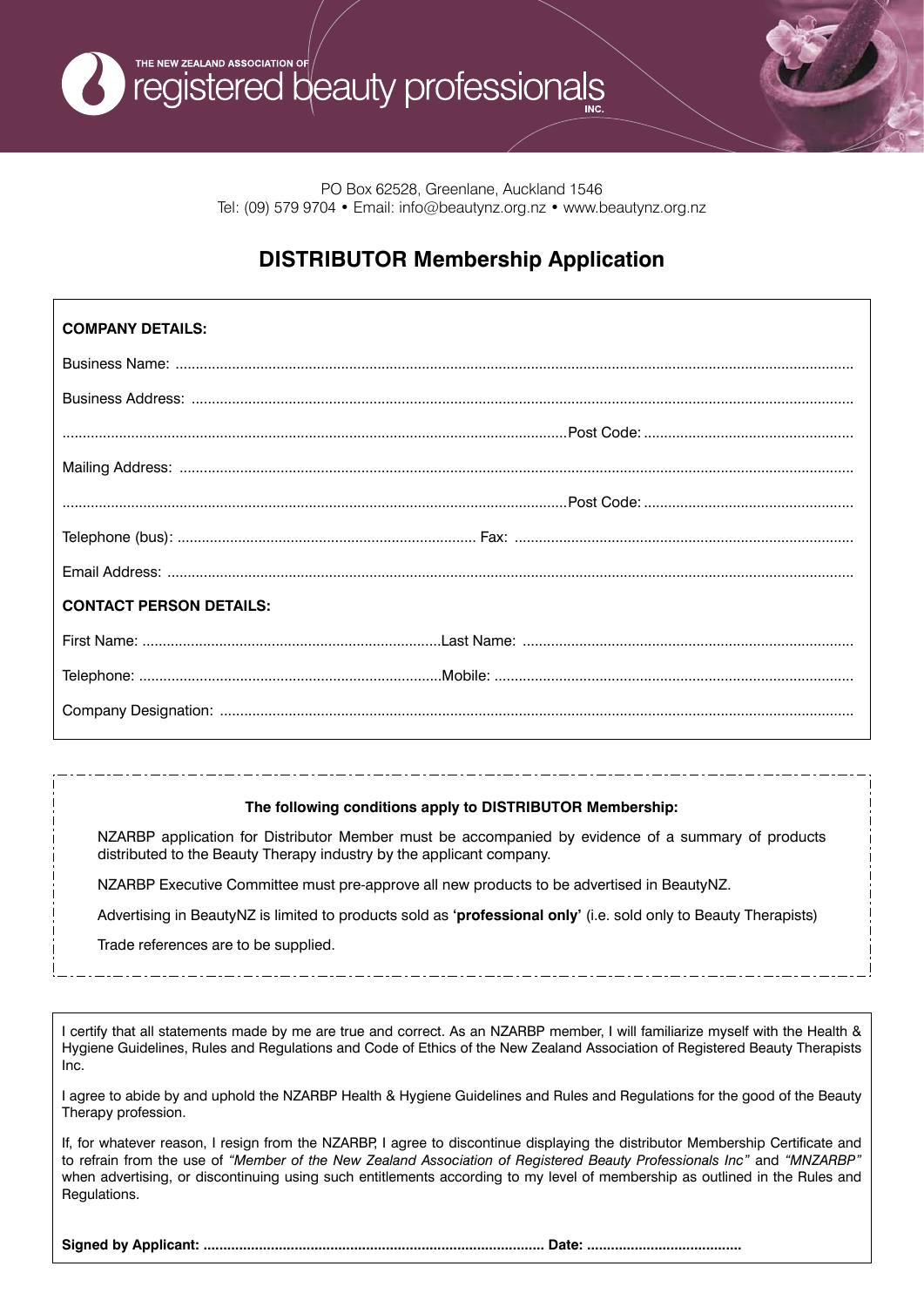THE NEW ZEALAND ASSOCIATION OF registered beauty professionals INC.

PO Box 62528, Greenlane, Auckland 1546
Tel: (09) 579 9704 • Email: info@beautynz.org.nz • www.beautynz.org.nz

# DISTRIBUTOR Membership Application

**COMPANY DETAILS:**

Business Name: ...............................................................................................

Business Address: ...............................................................................................

............................................................................................... Post Code: ..........................................

Mailing Address: ...............................................................................................

............................................................................................... Post Code: ..........................................

Telephone (bus): ........................................................ Fax: ........................................................

Email Address: ...............................................................................................

**CONTACT PERSON DETAILS:**

First Name: ........................................................ Last Name: ........................................................

Telephone: ........................................................ Mobile: ........................................................

Company Designation: ...............................................................................................

**The following conditions apply to DISTRIBUTOR Membership:**

NZARBP application for Distributor Member must be accompanied by evidence of a summary of products distributed to the Beauty Therapy industry by the applicant company.

NZARBP Executive Committee must pre-approve all new products to be advertised in BeautyNZ.

Advertising in BeautyNZ is limited to products sold as **'professional only'** (i.e. sold only to Beauty Therapists)

Trade references are to be supplied.

I certify that all statements made by me are true and correct. As an NZARBP member, I will familiarize myself with the Health & Hygiene Guidelines, Rules and Regulations and Code of Ethics of the New Zealand Association of Registered Beauty Therapists Inc.

I agree to abide by and uphold the NZARBP Health & Hygiene Guidelines and Rules and Regulations for the good of the Beauty Therapy profession.

If, for whatever reason, I resign from the NZARBP, I agree to discontinue displaying the distributor Membership Certificate and to refrain from the use of *"Member of the New Zealand Association of Registered Beauty Professionals Inc"* and *"MNZARBP"* when advertising, or discontinuing using such entitlements according to my level of membership as outlined in the Rules and Regulations.

**Signed by Applicant: .................................................................................... Date: ......................................**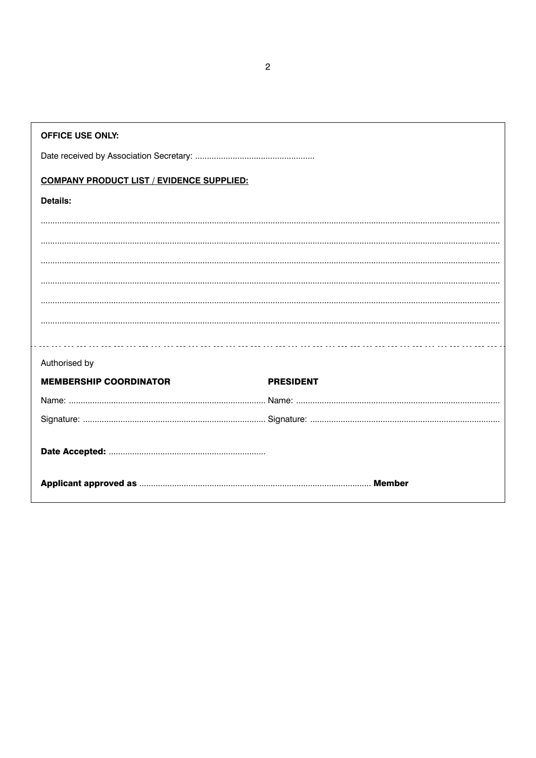**OFFICE USE ONLY:**

Date received by Association Secretary: ...................................................

**COMPANY PRODUCT LIST / EVIDENCE SUPPLIED:**

**Details:**

................................................................................................................................................................................

................................................................................................................................................................................

................................................................................................................................................................................

................................................................................................................................................................................

................................................................................................................................................................................

................................................................................................................................................................................

---

Authorised by

| **MEMBERSHIP COORDINATOR** | **PRESIDENT** |
|---|---|
| Name: .................................................................................... | Name: ...................................................................................... |
| Signature: ............................................................................. | Signature: ................................................................................ |

**Date Accepted:** ..................................................................

**Applicant approved as** .................................................................................................. **Member**